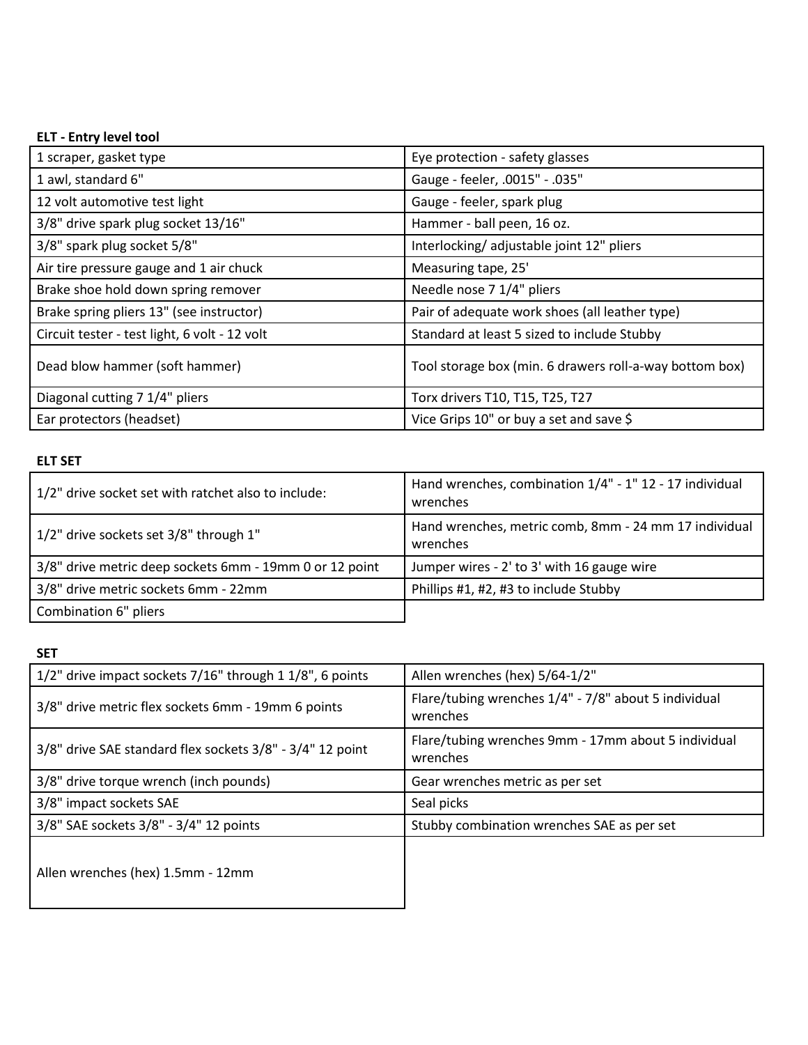**ELT - Entry level tool**

| | |
|---|---|
| 1 scraper, gasket type | Eye protection - safety glasses |
| 1 awl, standard 6" | Gauge - feeler, .0015" - .035" |
| 12 volt automotive test light | Gauge - feeler, spark plug |
| 3/8" drive spark plug socket 13/16" | Hammer - ball peen, 16 oz. |
| 3/8" spark plug socket 5/8" | Interlocking/ adjustable joint 12" pliers |
| Air tire pressure gauge and 1 air chuck | Measuring tape, 25' |
| Brake shoe hold down spring remover | Needle nose 7 1/4" pliers |
| Brake spring pliers 13" (see instructor) | Pair of adequate work shoes (all leather type) |
| Circuit tester - test light, 6 volt - 12 volt | Standard at least 5 sized to include Stubby |
| Dead blow hammer (soft hammer) | Tool storage box (min. 6 drawers roll-a-way bottom box) |
| Diagonal cutting 7 1/4" pliers | Torx drivers T10, T15, T25, T27 |
| Ear protectors (headset) | Vice Grips 10" or buy a set and save $ |

**ELT SET**

| | |
|---|---|
| 1/2" drive socket set with ratchet also to include: | Hand wrenches, combination 1/4" - 1" 12 - 17 individual wrenches |
| 1/2" drive sockets set 3/8" through 1" | Hand wrenches, metric comb, 8mm - 24 mm 17 individual wrenches |
| 3/8" drive metric deep sockets 6mm - 19mm 0 or 12 point | Jumper wires - 2' to 3' with 16 gauge wire |
| 3/8" drive metric sockets 6mm - 22mm | Phillips #1, #2, #3 to include Stubby |
| Combination 6" pliers | |

**SET**

| | |
|---|---|
| 1/2" drive impact sockets 7/16" through 1 1/8", 6 points | Allen wrenches (hex) 5/64-1/2" |
| 3/8" drive metric flex sockets 6mm - 19mm 6 points | Flare/tubing wrenches 1/4" - 7/8" about 5 individual wrenches |
| 3/8" drive SAE standard flex sockets 3/8" - 3/4" 12 point | Flare/tubing wrenches 9mm - 17mm about 5 individual wrenches |
| 3/8" drive torque wrench (inch pounds) | Gear wrenches metric as per set |
| 3/8" impact sockets SAE | Seal picks |
| 3/8" SAE sockets 3/8" - 3/4" 12 points | Stubby combination wrenches SAE as per set |
| Allen wrenches (hex) 1.5mm - 12mm | |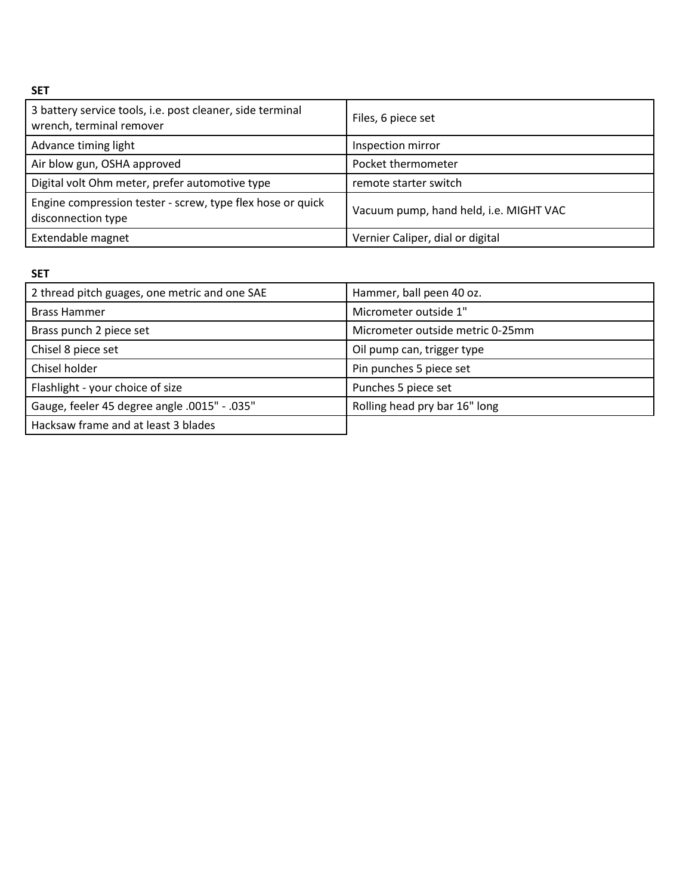**SET**

| | |
|---|---|
| 3 battery service tools, i.e. post cleaner, side terminal wrench, terminal remover | Files, 6 piece set |
| Advance timing light | Inspection mirror |
| Air blow gun, OSHA approved | Pocket thermometer |
| Digital volt Ohm meter, prefer automotive type | remote starter switch |
| Engine compression tester - screw, type flex hose or quick disconnection type | Vacuum pump, hand held, i.e. MIGHT VAC |
| Extendable magnet | Vernier Caliper, dial or digital |

**SET**

| | |
|---|---|
| 2 thread pitch guages, one metric and one SAE | Hammer, ball peen 40 oz. |
| Brass Hammer | Micrometer outside 1" |
| Brass punch 2 piece set | Micrometer outside metric 0-25mm |
| Chisel 8 piece set | Oil pump can, trigger type |
| Chisel holder | Pin punches 5 piece set |
| Flashlight - your choice of size | Punches 5 piece set |
| Gauge, feeler 45 degree angle .0015" - .035" | Rolling head pry bar 16" long |
| Hacksaw frame and at least 3 blades | |